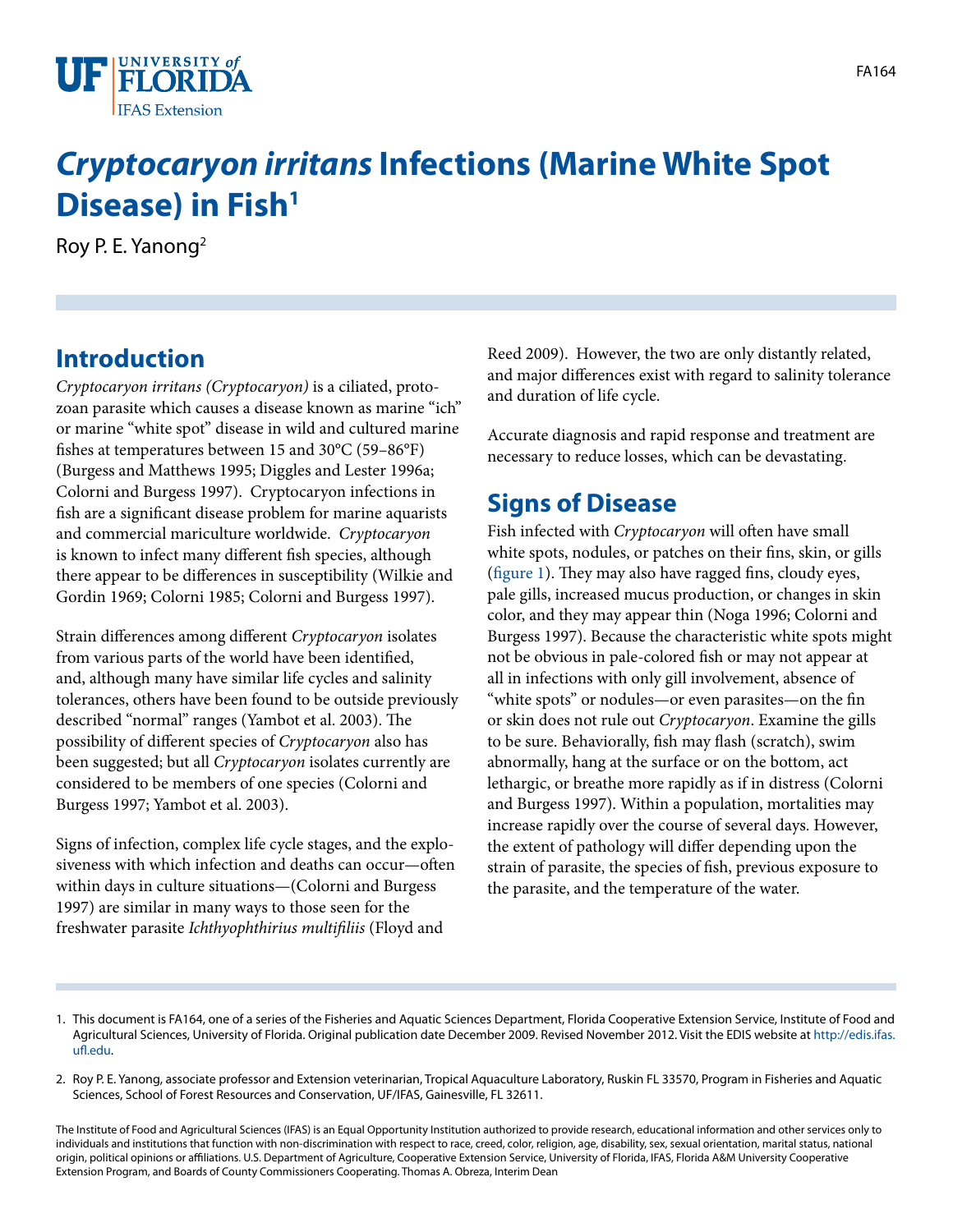# *Cryptocaryon irritans* Infections (Marine White Spot Disease) in Fish[1]

Roy P. E. Yanong[2]

## Introduction

*Cryptocaryon irritans (Cryptocaryon)* is a ciliated, protozoan parasite which causes a disease known as marine "ich" or marine "white spot" disease in wild and cultured marine fishes at temperatures between 15 and 30°C (59–86°F) (Burgess and Matthews 1995; Diggles and Lester 1996a; Colorni and Burgess 1997). Cryptocaryon infections in fish are a significant disease problem for marine aquarists and commercial mariculture worldwide. *Cryptocaryon* is known to infect many different fish species, although there appear to be differences in susceptibility (Wilkie and Gordin 1969; Colorni 1985; Colorni and Burgess 1997).

Strain differences among different *Cryptocaryon* isolates from various parts of the world have been identified, and, although many have similar life cycles and salinity tolerances, others have been found to be outside previously described "normal" ranges (Yambot et al. 2003). The possibility of different species of *Cryptocaryon* also has been suggested; but all *Cryptocaryon* isolates currently are considered to be members of one species (Colorni and Burgess 1997; Yambot et al. 2003).

Signs of infection, complex life cycle stages, and the explosiveness with which infection and deaths can occur—often within days in culture situations—(Colorni and Burgess 1997) are similar in many ways to those seen for the freshwater parasite *Ichthyophthirius multifiliis* (Floyd and Reed 2009). However, the two are only distantly related, and major differences exist with regard to salinity tolerance and duration of life cycle.

Accurate diagnosis and rapid response and treatment are necessary to reduce losses, which can be devastating.

## Signs of Disease

Fish infected with *Cryptocaryon* will often have small white spots, nodules, or patches on their fins, skin, or gills (figure 1). They may also have ragged fins, cloudy eyes, pale gills, increased mucus production, or changes in skin color, and they may appear thin (Noga 1996; Colorni and Burgess 1997). Because the characteristic white spots might not be obvious in pale-colored fish or may not appear at all in infections with only gill involvement, absence of "white spots" or nodules—or even parasites—on the fin or skin does not rule out *Cryptocaryon*. Examine the gills to be sure. Behaviorally, fish may flash (scratch), swim abnormally, hang at the surface or on the bottom, act lethargic, or breathe more rapidly as if in distress (Colorni and Burgess 1997). Within a population, mortalities may increase rapidly over the course of several days. However, the extent of pathology will differ depending upon the strain of parasite, the species of fish, previous exposure to the parasite, and the temperature of the water.

---

1. This document is FA164, one of a series of the Fisheries and Aquatic Sciences Department, Florida Cooperative Extension Service, Institute of Food and Agricultural Sciences, University of Florida. Original publication date December 2009. Revised November 2012. Visit the EDIS website at http://edis.ifas.ufl.edu.

2. Roy P. E. Yanong, associate professor and Extension veterinarian, Tropical Aquaculture Laboratory, Ruskin FL 33570, Program in Fisheries and Aquatic Sciences, School of Forest Resources and Conservation, UF/IFAS, Gainesville, FL 32611.

The Institute of Food and Agricultural Sciences (IFAS) is an Equal Opportunity Institution authorized to provide research, educational information and other services only to individuals and institutions that function with non-discrimination with respect to race, creed, color, religion, age, disability, sex, sexual orientation, marital status, national origin, political opinions or affiliations. U.S. Department of Agriculture, Cooperative Extension Service, University of Florida, IFAS, Florida A&M University Cooperative Extension Program, and Boards of County Commissioners Cooperating. Thomas A. Obreza, Interim Dean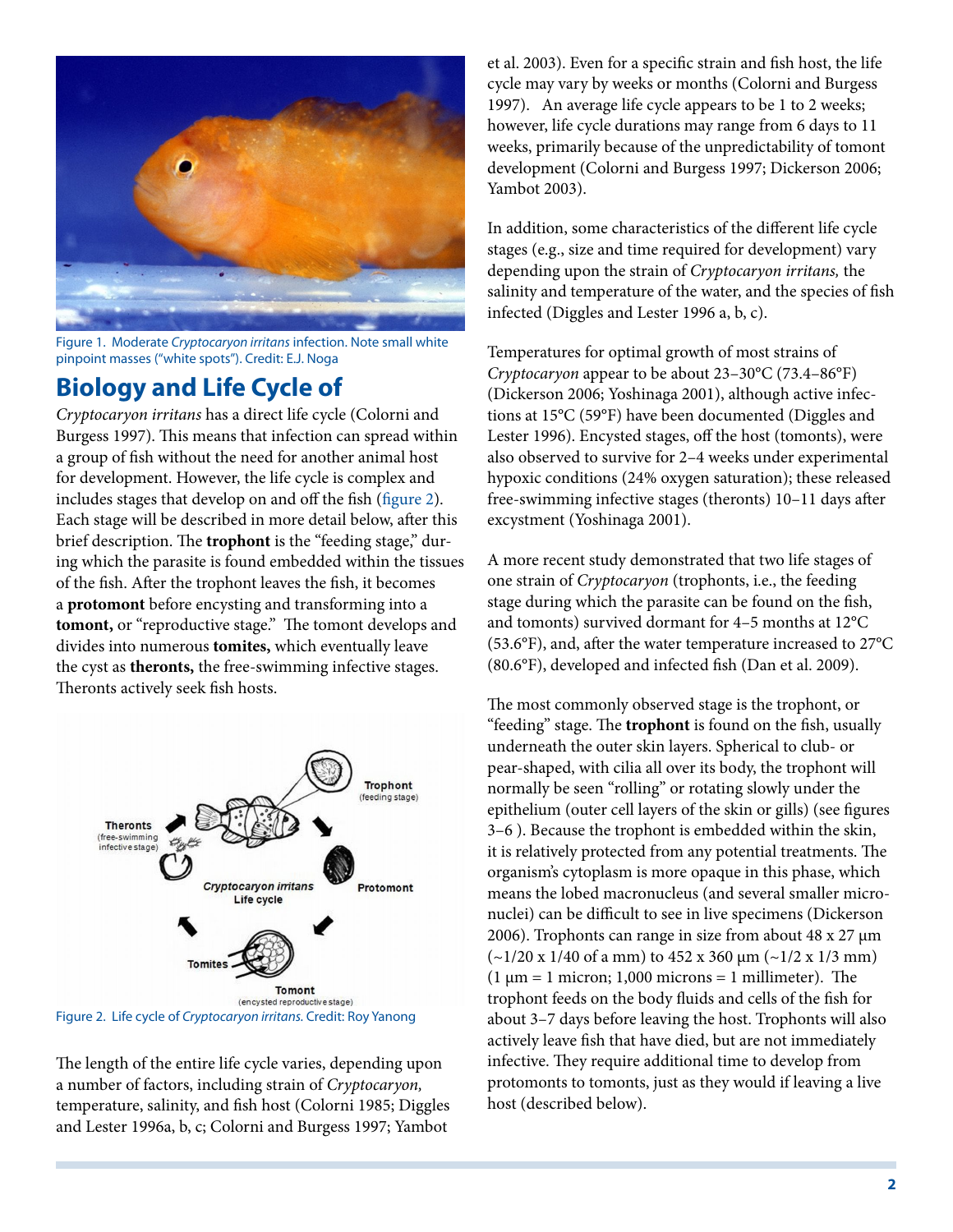Figure 1. Moderate *Cryptocaryon irritans* infection. Note small white pinpoint masses ("white spots"). Credit: E.J. Noga

## Biology and Life Cycle of

*Cryptocaryon irritans* has a direct life cycle (Colorni and Burgess 1997). This means that infection can spread within a group of fish without the need for another animal host for development. However, the life cycle is complex and includes stages that develop on and off the fish (figure 2). Each stage will be described in more detail below, after this brief description. The **trophont** is the "feeding stage," during which the parasite is found embedded within the tissues of the fish. After the trophont leaves the fish, it becomes a **protomont** before encysting and transforming into a **tomont,** or "reproductive stage." The tomont develops and divides into numerous **tomites,** which eventually leave the cyst as **theronts,** the free-swimming infective stages. Theronts actively seek fish hosts.

Figure 2. Life cycle of *Cryptocaryon irritans.* Credit: Roy Yanong

The length of the entire life cycle varies, depending upon a number of factors, including strain of *Cryptocaryon,* temperature, salinity, and fish host (Colorni 1985; Diggles and Lester 1996a, b, c; Colorni and Burgess 1997; Yambot et al. 2003). Even for a specific strain and fish host, the life cycle may vary by weeks or months (Colorni and Burgess 1997). An average life cycle appears to be 1 to 2 weeks; however, life cycle durations may range from 6 days to 11 weeks, primarily because of the unpredictability of tomont development (Colorni and Burgess 1997; Dickerson 2006; Yambot 2003).

In addition, some characteristics of the different life cycle stages (e.g., size and time required for development) vary depending upon the strain of *Cryptocaryon irritans,* the salinity and temperature of the water, and the species of fish infected (Diggles and Lester 1996 a, b, c).

Temperatures for optimal growth of most strains of *Cryptocaryon* appear to be about 23–30°C (73.4–86°F) (Dickerson 2006; Yoshinaga 2001), although active infections at 15°C (59°F) have been documented (Diggles and Lester 1996). Encysted stages, off the host (tomonts), were also observed to survive for 2–4 weeks under experimental hypoxic conditions (24% oxygen saturation); these released free-swimming infective stages (theronts) 10–11 days after excystment (Yoshinaga 2001).

A more recent study demonstrated that two life stages of one strain of *Cryptocaryon* (trophonts, i.e., the feeding stage during which the parasite can be found on the fish, and tomonts) survived dormant for 4–5 months at 12°C (53.6°F), and, after the water temperature increased to 27°C (80.6°F), developed and infected fish (Dan et al. 2009).

The most commonly observed stage is the trophont, or "feeding" stage. The **trophont** is found on the fish, usually underneath the outer skin layers. Spherical to club- or pear-shaped, with cilia all over its body, the trophont will normally be seen "rolling" or rotating slowly under the epithelium (outer cell layers of the skin or gills) (see figures 3–6 ). Because the trophont is embedded within the skin, it is relatively protected from any potential treatments. The organism's cytoplasm is more opaque in this phase, which means the lobed macronucleus (and several smaller micronuclei) can be difficult to see in live specimens (Dickerson 2006). Trophonts can range in size from about 48 x 27 µm (~1/20 x 1/40 of a mm) to 452 x 360 µm (~1/2 x 1/3 mm) (1 µm = 1 micron; 1,000 microns = 1 millimeter). The trophont feeds on the body fluids and cells of the fish for about 3–7 days before leaving the host. Trophonts will also actively leave fish that have died, but are not immediately infective. They require additional time to develop from protomonts to tomonts, just as they would if leaving a live host (described below).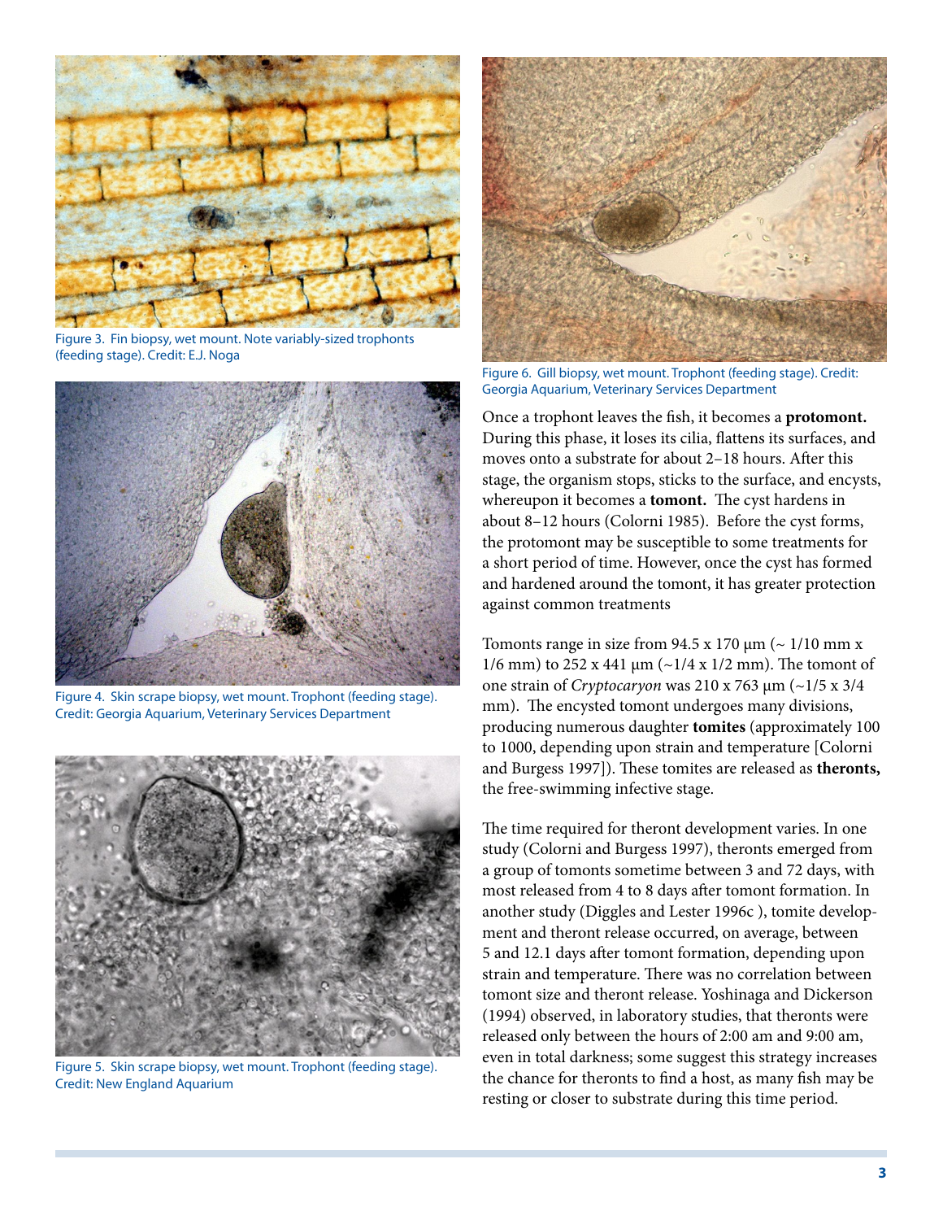Figure 3. Fin biopsy, wet mount. Note variably-sized trophonts (feeding stage). Credit: E.J. Noga

Figure 4. Skin scrape biopsy, wet mount. Trophont (feeding stage). Credit: Georgia Aquarium, Veterinary Services Department

Figure 5. Skin scrape biopsy, wet mount. Trophont (feeding stage). Credit: New England Aquarium

Figure 6. Gill biopsy, wet mount. Trophont (feeding stage). Credit: Georgia Aquarium, Veterinary Services Department

Once a trophont leaves the fish, it becomes a **protomont.** During this phase, it loses its cilia, flattens its surfaces, and moves onto a substrate for about 2–18 hours. After this stage, the organism stops, sticks to the surface, and encysts, whereupon it becomes a **tomont.** The cyst hardens in about 8–12 hours (Colorni 1985). Before the cyst forms, the protomont may be susceptible to some treatments for a short period of time. However, once the cyst has formed and hardened around the tomont, it has greater protection against common treatments

Tomonts range in size from 94.5 x 170 µm (~ 1/10 mm x 1/6 mm) to 252 x 441 µm (~1/4 x 1/2 mm). The tomont of one strain of *Cryptocaryon* was 210 x 763 µm (~1/5 x 3/4 mm). The encysted tomont undergoes many divisions, producing numerous daughter **tomites** (approximately 100 to 1000, depending upon strain and temperature [Colorni and Burgess 1997]). These tomites are released as **theronts,** the free-swimming infective stage.

The time required for theront development varies. In one study (Colorni and Burgess 1997), theronts emerged from a group of tomonts sometime between 3 and 72 days, with most released from 4 to 8 days after tomont formation. In another study (Diggles and Lester 1996c ), tomite development and theront release occurred, on average, between 5 and 12.1 days after tomont formation, depending upon strain and temperature. There was no correlation between tomont size and theront release. Yoshinaga and Dickerson (1994) observed, in laboratory studies, that theronts were released only between the hours of 2:00 am and 9:00 am, even in total darkness; some suggest this strategy increases the chance for theronts to find a host, as many fish may be resting or closer to substrate during this time period.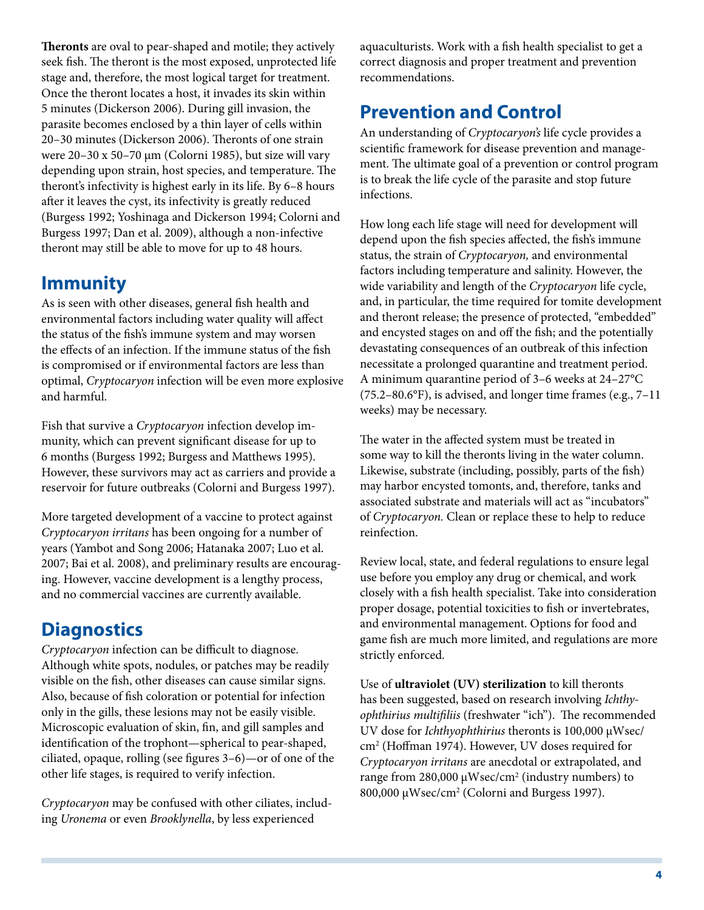**Theronts** are oval to pear-shaped and motile; they actively seek fish. The theront is the most exposed, unprotected life stage and, therefore, the most logical target for treatment. Once the theront locates a host, it invades its skin within 5 minutes (Dickerson 2006). During gill invasion, the parasite becomes enclosed by a thin layer of cells within 20–30 minutes (Dickerson 2006). Theronts of one strain were 20–30 x 50–70 µm (Colorni 1985), but size will vary depending upon strain, host species, and temperature. The theront's infectivity is highest early in its life. By 6–8 hours after it leaves the cyst, its infectivity is greatly reduced (Burgess 1992; Yoshinaga and Dickerson 1994; Colorni and Burgess 1997; Dan et al. 2009), although a non-infective theront may still be able to move for up to 48 hours.

## Immunity

As is seen with other diseases, general fish health and environmental factors including water quality will affect the status of the fish's immune system and may worsen the effects of an infection. If the immune status of the fish is compromised or if environmental factors are less than optimal, *Cryptocaryon* infection will be even more explosive and harmful.

Fish that survive a *Cryptocaryon* infection develop immunity, which can prevent significant disease for up to 6 months (Burgess 1992; Burgess and Matthews 1995). However, these survivors may act as carriers and provide a reservoir for future outbreaks (Colorni and Burgess 1997).

More targeted development of a vaccine to protect against *Cryptocaryon irritans* has been ongoing for a number of years (Yambot and Song 2006; Hatanaka 2007; Luo et al. 2007; Bai et al. 2008), and preliminary results are encouraging. However, vaccine development is a lengthy process, and no commercial vaccines are currently available.

## Diagnostics

*Cryptocaryon* infection can be difficult to diagnose. Although white spots, nodules, or patches may be readily visible on the fish, other diseases can cause similar signs. Also, because of fish coloration or potential for infection only in the gills, these lesions may not be easily visible. Microscopic evaluation of skin, fin, and gill samples and identification of the trophont—spherical to pear-shaped, ciliated, opaque, rolling (see figures 3–6)—or of one of the other life stages, is required to verify infection.

*Cryptocaryon* may be confused with other ciliates, including *Uronema* or even *Brooklynella*, by less experienced aquaculturists. Work with a fish health specialist to get a correct diagnosis and proper treatment and prevention recommendations.

## Prevention and Control

An understanding of *Cryptocaryon's* life cycle provides a scientific framework for disease prevention and management. The ultimate goal of a prevention or control program is to break the life cycle of the parasite and stop future infections.

How long each life stage will need for development will depend upon the fish species affected, the fish's immune status, the strain of *Cryptocaryon,* and environmental factors including temperature and salinity. However, the wide variability and length of the *Cryptocaryon* life cycle, and, in particular, the time required for tomite development and theront release; the presence of protected, "embedded" and encysted stages on and off the fish; and the potentially devastating consequences of an outbreak of this infection necessitate a prolonged quarantine and treatment period. A minimum quarantine period of 3–6 weeks at 24–27°C (75.2–80.6°F), is advised, and longer time frames (e.g., 7–11 weeks) may be necessary.

The water in the affected system must be treated in some way to kill the theronts living in the water column. Likewise, substrate (including, possibly, parts of the fish) may harbor encysted tomonts, and, therefore, tanks and associated substrate and materials will act as "incubators" of *Cryptocaryon.* Clean or replace these to help to reduce reinfection.

Review local, state, and federal regulations to ensure legal use before you employ any drug or chemical, and work closely with a fish health specialist. Take into consideration proper dosage, potential toxicities to fish or invertebrates, and environmental management. Options for food and game fish are much more limited, and regulations are more strictly enforced.

Use of **ultraviolet (UV) sterilization** to kill theronts has been suggested, based on research involving *Ichthyophthirius multifiliis* (freshwater "ich"). The recommended UV dose for *Ichthyophthirius* theronts is 100,000 µWsec/cm$^2$ (Hoffman 1974). However, UV doses required for *Cryptocaryon irritans* are anecdotal or extrapolated, and range from 280,000 µWsec/cm$^2$ (industry numbers) to 800,000 µWsec/cm$^2$ (Colorni and Burgess 1997).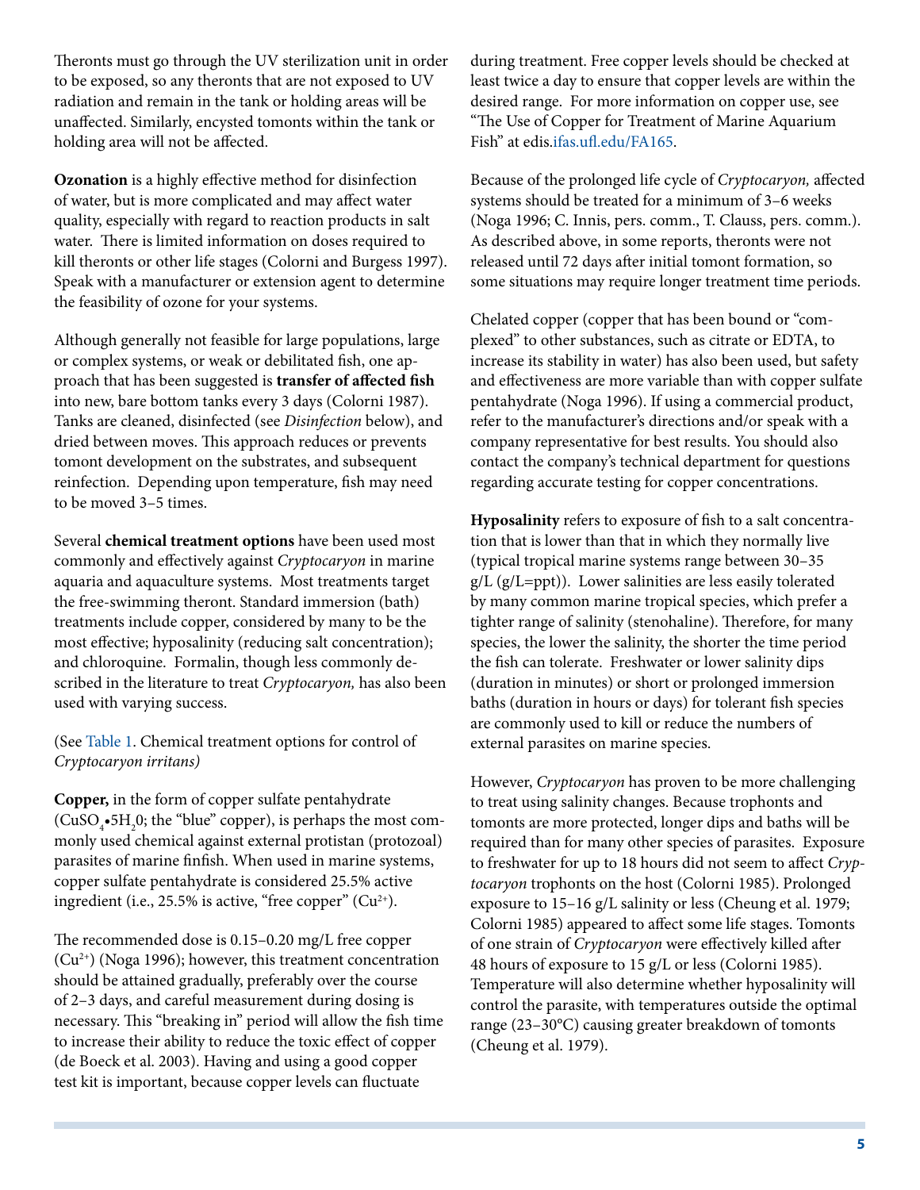Theronts must go through the UV sterilization unit in order to be exposed, so any theronts that are not exposed to UV radiation and remain in the tank or holding areas will be unaffected. Similarly, encysted tomonts within the tank or holding area will not be affected.

**Ozonation** is a highly effective method for disinfection of water, but is more complicated and may affect water quality, especially with regard to reaction products in salt water. There is limited information on doses required to kill theronts or other life stages (Colorni and Burgess 1997). Speak with a manufacturer or extension agent to determine the feasibility of ozone for your systems.

Although generally not feasible for large populations, large or complex systems, or weak or debilitated fish, one approach that has been suggested is **transfer of affected fish** into new, bare bottom tanks every 3 days (Colorni 1987). Tanks are cleaned, disinfected (see *Disinfection* below), and dried between moves. This approach reduces or prevents tomont development on the substrates, and subsequent reinfection. Depending upon temperature, fish may need to be moved 3–5 times.

Several **chemical treatment options** have been used most commonly and effectively against *Cryptocaryon* in marine aquaria and aquaculture systems. Most treatments target the free-swimming theront. Standard immersion (bath) treatments include copper, considered by many to be the most effective; hyposalinity (reducing salt concentration); and chloroquine. Formalin, though less commonly described in the literature to treat *Cryptocaryon,* has also been used with varying success.

(See Table 1. Chemical treatment options for control of *Cryptocaryon irritans)*

**Copper,** in the form of copper sulfate pentahydrate ($CuSO_4 \cdot 5H_2O$; the "blue" copper), is perhaps the most commonly used chemical against external protistan (protozoal) parasites of marine finfish. When used in marine systems, copper sulfate pentahydrate is considered 25.5% active ingredient (i.e., 25.5% is active, "free copper" ($Cu^{2+}$).

The recommended dose is 0.15–0.20 mg/L free copper ($Cu^{2+}$) (Noga 1996); however, this treatment concentration should be attained gradually, preferably over the course of 2–3 days, and careful measurement during dosing is necessary. This "breaking in" period will allow the fish time to increase their ability to reduce the toxic effect of copper (de Boeck et al. 2003). Having and using a good copper test kit is important, because copper levels can fluctuate during treatment. Free copper levels should be checked at least twice a day to ensure that copper levels are within the desired range. For more information on copper use, see "The Use of Copper for Treatment of Marine Aquarium Fish" at edis.ifas.ufl.edu/FA165.

Because of the prolonged life cycle of *Cryptocaryon,* affected systems should be treated for a minimum of 3–6 weeks (Noga 1996; C. Innis, pers. comm., T. Clauss, pers. comm.). As described above, in some reports, theronts were not released until 72 days after initial tomont formation, so some situations may require longer treatment time periods.

Chelated copper (copper that has been bound or "complexed" to other substances, such as citrate or EDTA, to increase its stability in water) has also been used, but safety and effectiveness are more variable than with copper sulfate pentahydrate (Noga 1996). If using a commercial product, refer to the manufacturer's directions and/or speak with a company representative for best results. You should also contact the company's technical department for questions regarding accurate testing for copper concentrations.

**Hyposalinity** refers to exposure of fish to a salt concentration that is lower than that in which they normally live (typical tropical marine systems range between 30–35 g/L (g/L=ppt)). Lower salinities are less easily tolerated by many common marine tropical species, which prefer a tighter range of salinity (stenohaline). Therefore, for many species, the lower the salinity, the shorter the time period the fish can tolerate. Freshwater or lower salinity dips (duration in minutes) or short or prolonged immersion baths (duration in hours or days) for tolerant fish species are commonly used to kill or reduce the numbers of external parasites on marine species.

However, *Cryptocaryon* has proven to be more challenging to treat using salinity changes. Because trophonts and tomonts are more protected, longer dips and baths will be required than for many other species of parasites. Exposure to freshwater for up to 18 hours did not seem to affect *Cryptocaryon* trophonts on the host (Colorni 1985). Prolonged exposure to 15–16 g/L salinity or less (Cheung et al. 1979; Colorni 1985) appeared to affect some life stages. Tomonts of one strain of *Cryptocaryon* were effectively killed after 48 hours of exposure to 15 g/L or less (Colorni 1985). Temperature will also determine whether hyposalinity will control the parasite, with temperatures outside the optimal range (23–30°C) causing greater breakdown of tomonts (Cheung et al. 1979).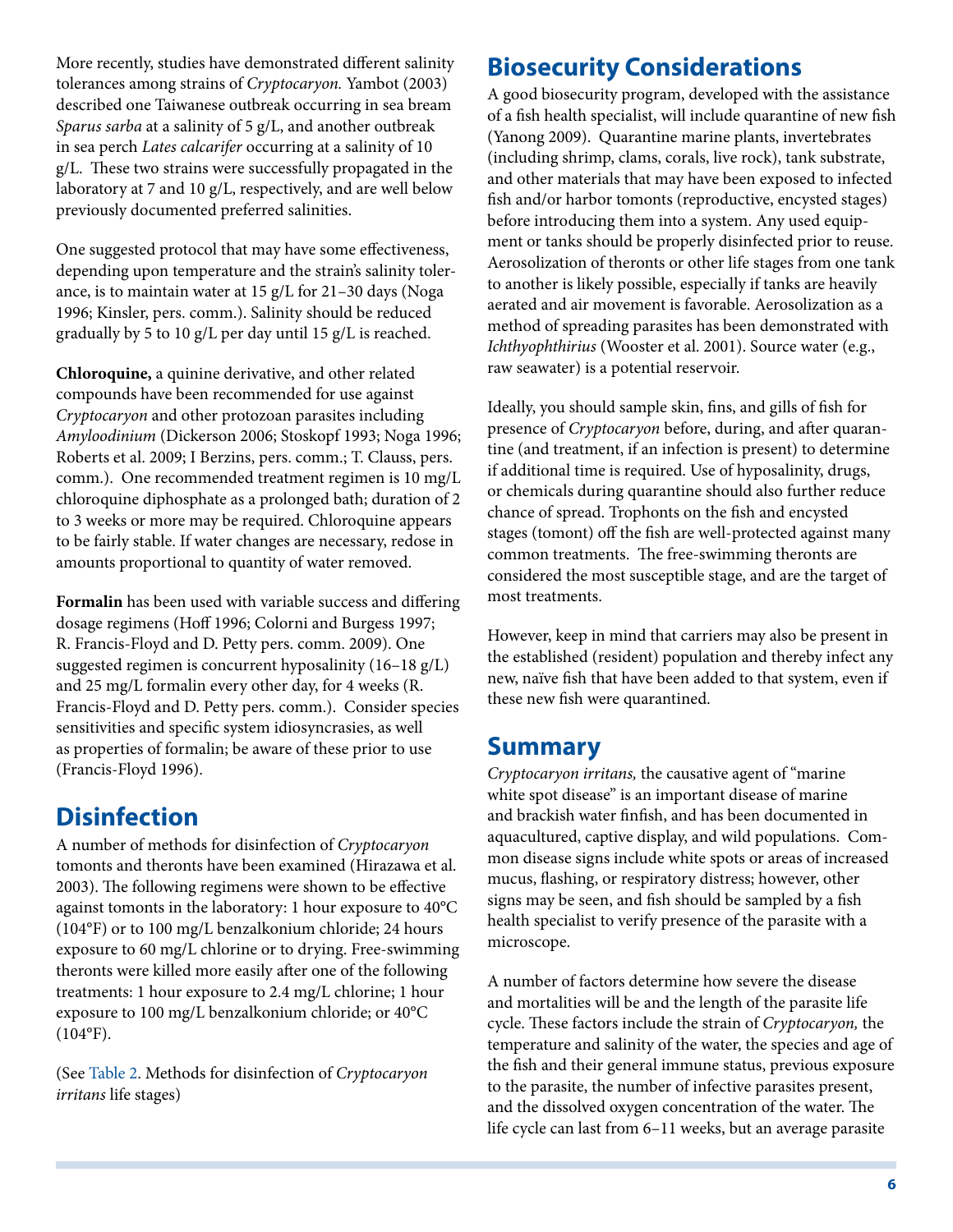More recently, studies have demonstrated different salinity tolerances among strains of *Cryptocaryon.* Yambot (2003) described one Taiwanese outbreak occurring in sea bream *Sparus sarba* at a salinity of 5 g/L, and another outbreak in sea perch *Lates calcarifer* occurring at a salinity of 10 g/L. These two strains were successfully propagated in the laboratory at 7 and 10 g/L, respectively, and are well below previously documented preferred salinities.

One suggested protocol that may have some effectiveness, depending upon temperature and the strain's salinity tolerance, is to maintain water at 15 g/L for 21–30 days (Noga 1996; Kinsler, pers. comm.). Salinity should be reduced gradually by 5 to 10 g/L per day until 15 g/L is reached.

**Chloroquine,** a quinine derivative, and other related compounds have been recommended for use against *Cryptocaryon* and other protozoan parasites including *Amyloodinium* (Dickerson 2006; Stoskopf 1993; Noga 1996; Roberts et al. 2009; I Berzins, pers. comm.; T. Clauss, pers. comm.). One recommended treatment regimen is 10 mg/L chloroquine diphosphate as a prolonged bath; duration of 2 to 3 weeks or more may be required. Chloroquine appears to be fairly stable. If water changes are necessary, redose in amounts proportional to quantity of water removed.

**Formalin** has been used with variable success and differing dosage regimens (Hoff 1996; Colorni and Burgess 1997; R. Francis-Floyd and D. Petty pers. comm. 2009). One suggested regimen is concurrent hyposalinity (16–18 g/L) and 25 mg/L formalin every other day, for 4 weeks (R. Francis-Floyd and D. Petty pers. comm.). Consider species sensitivities and specific system idiosyncrasies, as well as properties of formalin; be aware of these prior to use (Francis-Floyd 1996).

## Disinfection

A number of methods for disinfection of *Cryptocaryon* tomonts and theronts have been examined (Hirazawa et al. 2003). The following regimens were shown to be effective against tomonts in the laboratory: 1 hour exposure to 40°C (104°F) or to 100 mg/L benzalkonium chloride; 24 hours exposure to 60 mg/L chlorine or to drying. Free-swimming theronts were killed more easily after one of the following treatments: 1 hour exposure to 2.4 mg/L chlorine; 1 hour exposure to 100 mg/L benzalkonium chloride; or 40°C (104°F).

(See Table 2. Methods for disinfection of *Cryptocaryon irritans* life stages)

## Biosecurity Considerations

A good biosecurity program, developed with the assistance of a fish health specialist, will include quarantine of new fish (Yanong 2009). Quarantine marine plants, invertebrates (including shrimp, clams, corals, live rock), tank substrate, and other materials that may have been exposed to infected fish and/or harbor tomonts (reproductive, encysted stages) before introducing them into a system. Any used equipment or tanks should be properly disinfected prior to reuse. Aerosolization of theronts or other life stages from one tank to another is likely possible, especially if tanks are heavily aerated and air movement is favorable. Aerosolization as a method of spreading parasites has been demonstrated with *Ichthyophthirius* (Wooster et al. 2001). Source water (e.g., raw seawater) is a potential reservoir.

Ideally, you should sample skin, fins, and gills of fish for presence of *Cryptocaryon* before, during, and after quarantine (and treatment, if an infection is present) to determine if additional time is required. Use of hyposalinity, drugs, or chemicals during quarantine should also further reduce chance of spread. Trophonts on the fish and encysted stages (tomont) off the fish are well-protected against many common treatments. The free-swimming theronts are considered the most susceptible stage, and are the target of most treatments.

However, keep in mind that carriers may also be present in the established (resident) population and thereby infect any new, naïve fish that have been added to that system, even if these new fish were quarantined.

## Summary

*Cryptocaryon irritans,* the causative agent of "marine white spot disease" is an important disease of marine and brackish water finfish, and has been documented in aquacultured, captive display, and wild populations. Common disease signs include white spots or areas of increased mucus, flashing, or respiratory distress; however, other signs may be seen, and fish should be sampled by a fish health specialist to verify presence of the parasite with a microscope.

A number of factors determine how severe the disease and mortalities will be and the length of the parasite life cycle. These factors include the strain of *Cryptocaryon,* the temperature and salinity of the water, the species and age of the fish and their general immune status, previous exposure to the parasite, the number of infective parasites present, and the dissolved oxygen concentration of the water. The life cycle can last from 6–11 weeks, but an average parasite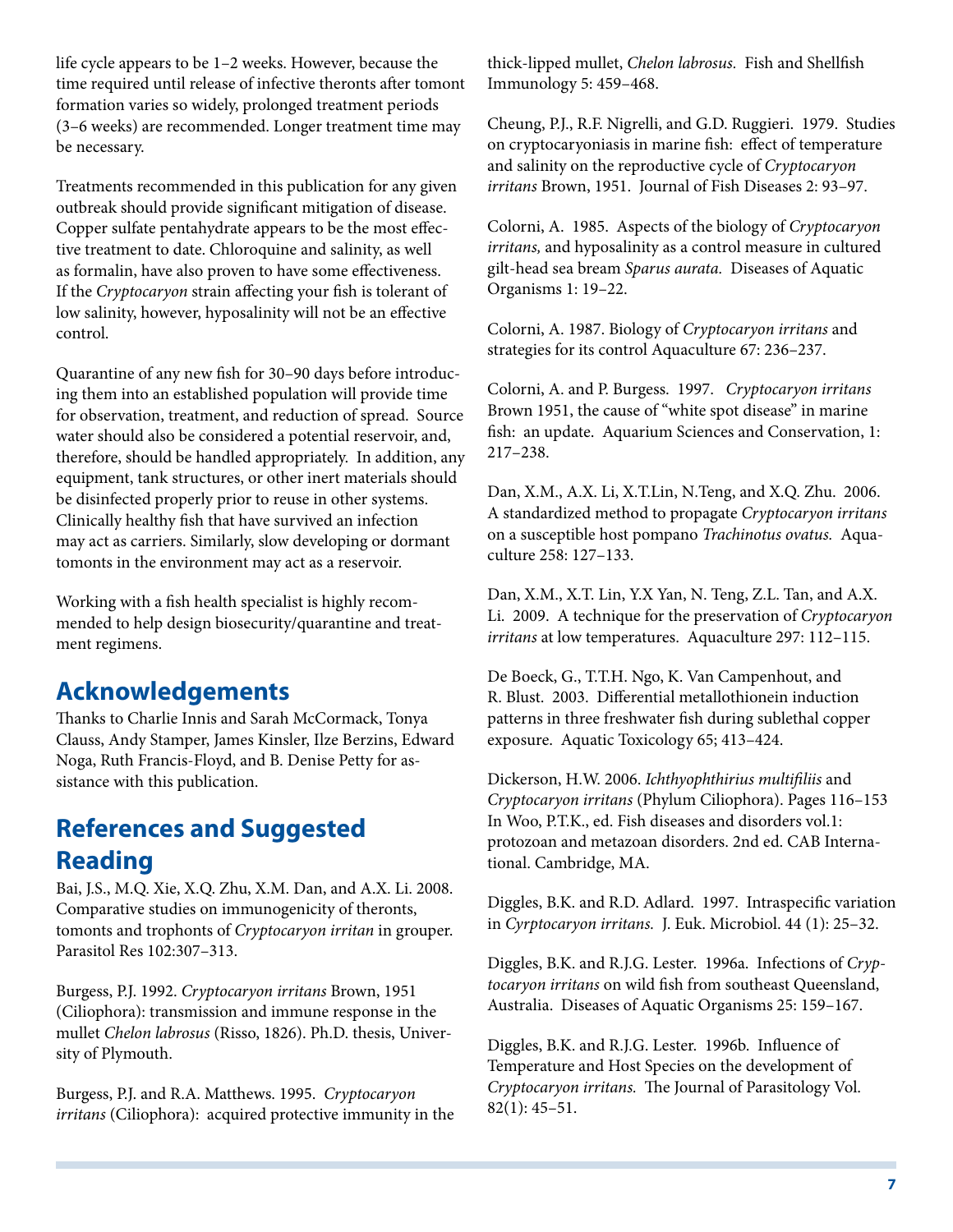life cycle appears to be 1–2 weeks. However, because the time required until release of infective theronts after tomont formation varies so widely, prolonged treatment periods (3–6 weeks) are recommended. Longer treatment time may be necessary.

Treatments recommended in this publication for any given outbreak should provide significant mitigation of disease. Copper sulfate pentahydrate appears to be the most effective treatment to date. Chloroquine and salinity, as well as formalin, have also proven to have some effectiveness. If the *Cryptocaryon* strain affecting your fish is tolerant of low salinity, however, hyposalinity will not be an effective control.

Quarantine of any new fish for 30–90 days before introducing them into an established population will provide time for observation, treatment, and reduction of spread. Source water should also be considered a potential reservoir, and, therefore, should be handled appropriately. In addition, any equipment, tank structures, or other inert materials should be disinfected properly prior to reuse in other systems. Clinically healthy fish that have survived an infection may act as carriers. Similarly, slow developing or dormant tomonts in the environment may act as a reservoir.

Working with a fish health specialist is highly recommended to help design biosecurity/quarantine and treatment regimens.

## Acknowledgements

Thanks to Charlie Innis and Sarah McCormack, Tonya Clauss, Andy Stamper, James Kinsler, Ilze Berzins, Edward Noga, Ruth Francis-Floyd, and B. Denise Petty for assistance with this publication.

## References and Suggested Reading

Bai, J.S., M.Q. Xie, X.Q. Zhu, X.M. Dan, and A.X. Li. 2008. Comparative studies on immunogenicity of theronts, tomonts and trophonts of *Cryptocaryon irritan* in grouper. Parasitol Res 102:307–313.

Burgess, P.J. 1992. *Cryptocaryon irritans* Brown, 1951 (Ciliophora): transmission and immune response in the mullet *Chelon labrosus* (Risso, 1826). Ph.D. thesis, University of Plymouth.

Burgess, P.J. and R.A. Matthews. 1995. *Cryptocaryon irritans* (Ciliophora): acquired protective immunity in the thick-lipped mullet, *Chelon labrosus.* Fish and Shellfish Immunology 5: 459–468.

Cheung, P.J., R.F. Nigrelli, and G.D. Ruggieri. 1979. Studies on cryptocaryoniasis in marine fish: effect of temperature and salinity on the reproductive cycle of *Cryptocaryon irritans* Brown, 1951. Journal of Fish Diseases 2: 93–97.

Colorni, A. 1985. Aspects of the biology of *Cryptocaryon irritans,* and hyposalinity as a control measure in cultured gilt-head sea bream *Sparus aurata.* Diseases of Aquatic Organisms 1: 19–22.

Colorni, A. 1987. Biology of *Cryptocaryon irritans* and strategies for its control Aquaculture 67: 236–237.

Colorni, A. and P. Burgess. 1997. *Cryptocaryon irritans* Brown 1951, the cause of "white spot disease" in marine fish: an update. Aquarium Sciences and Conservation, 1: 217–238.

Dan, X.M., A.X. Li, X.T.Lin, N.Teng, and X.Q. Zhu. 2006. A standardized method to propagate *Cryptocaryon irritans* on a susceptible host pompano *Trachinotus ovatus.* Aquaculture 258: 127–133.

Dan, X.M., X.T. Lin, Y.X Yan, N. Teng, Z.L. Tan, and A.X. Li. 2009. A technique for the preservation of *Cryptocaryon irritans* at low temperatures. Aquaculture 297: 112–115.

De Boeck, G., T.T.H. Ngo, K. Van Campenhout, and R. Blust. 2003. Differential metallothionein induction patterns in three freshwater fish during sublethal copper exposure. Aquatic Toxicology 65; 413–424.

Dickerson, H.W. 2006. *Ichthyophthirius multifiliis* and *Cryptocaryon irritans* (Phylum Ciliophora). Pages 116–153 In Woo, P.T.K., ed. Fish diseases and disorders vol.1: protozoan and metazoan disorders. 2nd ed. CAB International. Cambridge, MA.

Diggles, B.K. and R.D. Adlard. 1997. Intraspecific variation in *Cyrptocaryon irritans.* J. Euk. Microbiol. 44 (1): 25–32.

Diggles, B.K. and R.J.G. Lester. 1996a. Infections of *Cryptocaryon irritans* on wild fish from southeast Queensland, Australia. Diseases of Aquatic Organisms 25: 159–167.

Diggles, B.K. and R.J.G. Lester. 1996b. Influence of Temperature and Host Species on the development of *Cryptocaryon irritans.* The Journal of Parasitology Vol. 82(1): 45–51.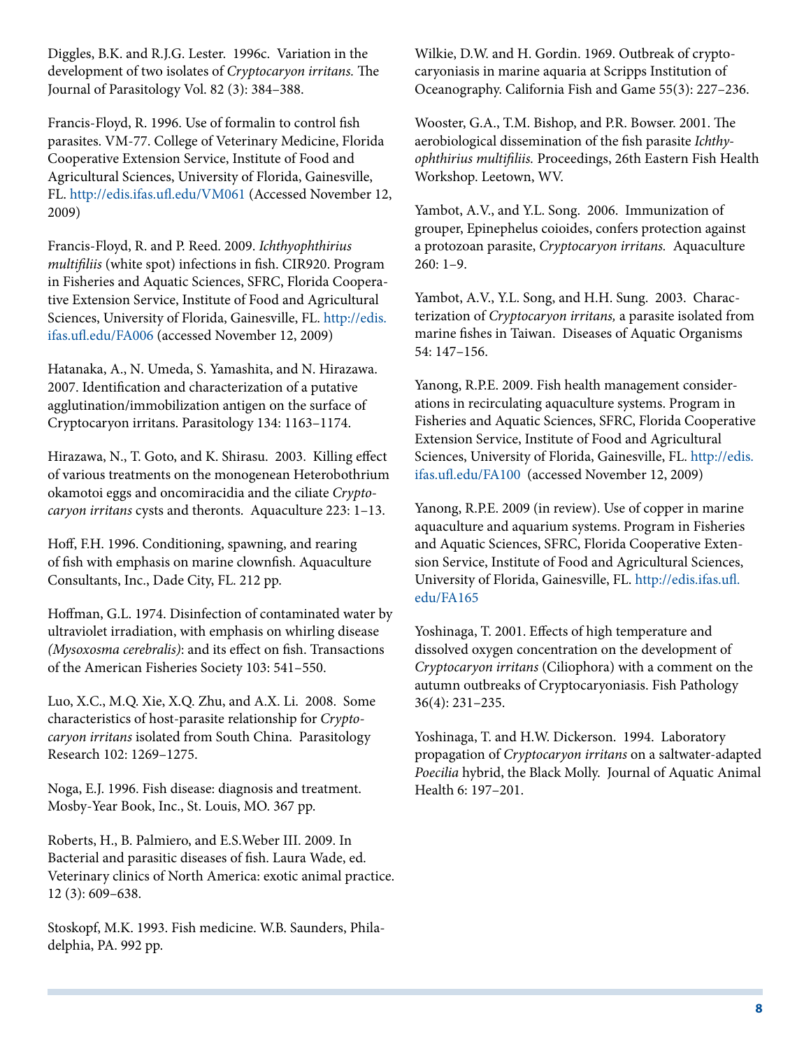Diggles, B.K. and R.J.G. Lester. 1996c. Variation in the development of two isolates of *Cryptocaryon irritans.* The Journal of Parasitology Vol. 82 (3): 384–388.

Francis-Floyd, R. 1996. Use of formalin to control fish parasites. VM-77. College of Veterinary Medicine, Florida Cooperative Extension Service, Institute of Food and Agricultural Sciences, University of Florida, Gainesville, FL. http://edis.ifas.ufl.edu/VM061 (Accessed November 12, 2009)

Francis-Floyd, R. and P. Reed. 2009. *Ichthyophthirius multifiliis* (white spot) infections in fish. CIR920. Program in Fisheries and Aquatic Sciences, SFRC, Florida Cooperative Extension Service, Institute of Food and Agricultural Sciences, University of Florida, Gainesville, FL. http://edis.ifas.ufl.edu/FA006 (accessed November 12, 2009)

Hatanaka, A., N. Umeda, S. Yamashita, and N. Hirazawa. 2007. Identification and characterization of a putative agglutination/immobilization antigen on the surface of Cryptocaryon irritans. Parasitology 134: 1163–1174.

Hirazawa, N., T. Goto, and K. Shirasu. 2003. Killing effect of various treatments on the monogenean Heterobothrium okamotoi eggs and oncomiracidia and the ciliate *Cryptocaryon irritans* cysts and theronts. Aquaculture 223: 1–13.

Hoff, F.H. 1996. Conditioning, spawning, and rearing of fish with emphasis on marine clownfish. Aquaculture Consultants, Inc., Dade City, FL. 212 pp.

Hoffman, G.L. 1974. Disinfection of contaminated water by ultraviolet irradiation, with emphasis on whirling disease *(Mysoxosma cerebralis)*: and its effect on fish. Transactions of the American Fisheries Society 103: 541–550.

Luo, X.C., M.Q. Xie, X.Q. Zhu, and A.X. Li. 2008. Some characteristics of host-parasite relationship for *Cryptocaryon irritans* isolated from South China. Parasitology Research 102: 1269–1275.

Noga, E.J. 1996. Fish disease: diagnosis and treatment. Mosby-Year Book, Inc., St. Louis, MO. 367 pp.

Roberts, H., B. Palmiero, and E.S.Weber III. 2009. In Bacterial and parasitic diseases of fish. Laura Wade, ed. Veterinary clinics of North America: exotic animal practice. 12 (3): 609–638.

Stoskopf, M.K. 1993. Fish medicine. W.B. Saunders, Philadelphia, PA. 992 pp.

Wilkie, D.W. and H. Gordin. 1969. Outbreak of cryptocaryoniasis in marine aquaria at Scripps Institution of Oceanography. California Fish and Game 55(3): 227–236.

Wooster, G.A., T.M. Bishop, and P.R. Bowser. 2001. The aerobiological dissemination of the fish parasite *Ichthyophthirius multifiliis.* Proceedings, 26th Eastern Fish Health Workshop. Leetown, WV.

Yambot, A.V., and Y.L. Song. 2006. Immunization of grouper, Epinephelus coioides, confers protection against a protozoan parasite, *Cryptocaryon irritans.* Aquaculture 260: 1–9.

Yambot, A.V., Y.L. Song, and H.H. Sung. 2003. Characterization of *Cryptocaryon irritans,* a parasite isolated from marine fishes in Taiwan. Diseases of Aquatic Organisms 54: 147–156.

Yanong, R.P.E. 2009. Fish health management considerations in recirculating aquaculture systems. Program in Fisheries and Aquatic Sciences, SFRC, Florida Cooperative Extension Service, Institute of Food and Agricultural Sciences, University of Florida, Gainesville, FL. http://edis.ifas.ufl.edu/FA100 (accessed November 12, 2009)

Yanong, R.P.E. 2009 (in review). Use of copper in marine aquaculture and aquarium systems. Program in Fisheries and Aquatic Sciences, SFRC, Florida Cooperative Extension Service, Institute of Food and Agricultural Sciences, University of Florida, Gainesville, FL. http://edis.ifas.ufl.edu/FA165

Yoshinaga, T. 2001. Effects of high temperature and dissolved oxygen concentration on the development of *Cryptocaryon irritans* (Ciliophora) with a comment on the autumn outbreaks of Cryptocaryoniasis. Fish Pathology 36(4): 231–235.

Yoshinaga, T. and H.W. Dickerson. 1994. Laboratory propagation of *Cryptocaryon irritans* on a saltwater-adapted *Poecilia* hybrid, the Black Molly. Journal of Aquatic Animal Health 6: 197–201.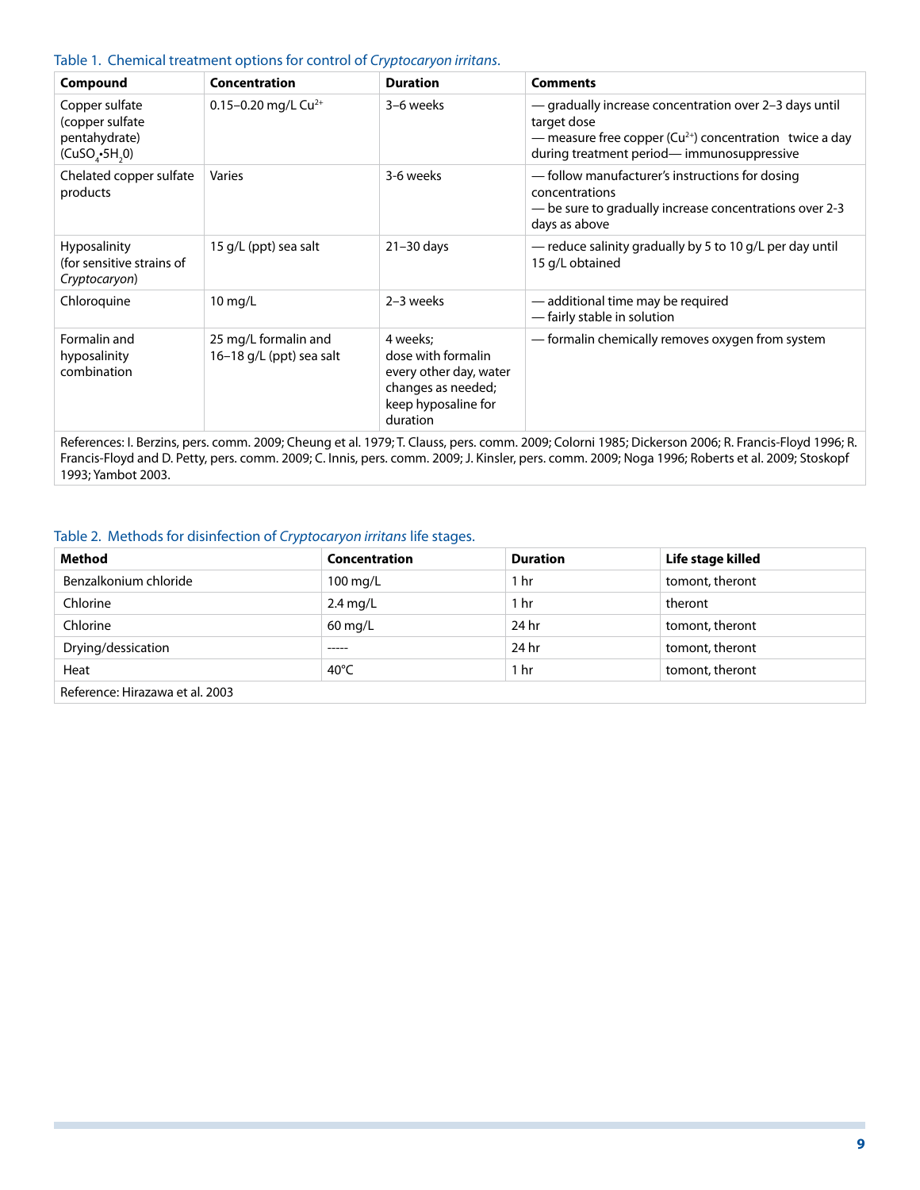Table 1. Chemical treatment options for control of *Cryptocaryon irritans*.

| Compound | Concentration | Duration | Comments |
|---|---|---|---|
| Copper sulfate (copper sulfate pentahydrate) ($CuSO_4 \cdot 5H_2O$) | 0.15–0.20 mg/L $Cu^{2+}$ | 3–6 weeks | — gradually increase concentration over 2–3 days until target dose — measure free copper ($Cu^{2+}$) concentration twice a day during treatment period— immunosuppressive |
| Chelated copper sulfate products | Varies | 3-6 weeks | — follow manufacturer's instructions for dosing concentrations — be sure to gradually increase concentrations over 2-3 days as above |
| Hyposalinity (for sensitive strains of *Cryptocaryon*) | 15 g/L (ppt) sea salt | 21–30 days | — reduce salinity gradually by 5 to 10 g/L per day until 15 g/L obtained |
| Chloroquine | 10 mg/L | 2–3 weeks | — additional time may be required — fairly stable in solution |
| Formalin and hyposalinity combination | 25 mg/L formalin and 16–18 g/L (ppt) sea salt | 4 weeks; dose with formalin every other day, water changes as needed; keep hyposaline for duration | — formalin chemically removes oxygen from system |

References: I. Berzins, pers. comm. 2009; Cheung et al. 1979; T. Clauss, pers. comm. 2009; Colorni 1985; Dickerson 2006; R. Francis-Floyd 1996; R. Francis-Floyd and D. Petty, pers. comm. 2009; C. Innis, pers. comm. 2009; J. Kinsler, pers. comm. 2009; Noga 1996; Roberts et al. 2009; Stoskopf 1993; Yambot 2003.

Table 2. Methods for disinfection of *Cryptocaryon irritans* life stages.

| Method | Concentration | Duration | Life stage killed |
|---|---|---|---|
| Benzalkonium chloride | 100 mg/L | 1 hr | tomont, theront |
| Chlorine | 2.4 mg/L | 1 hr | theront |
| Chlorine | 60 mg/L | 24 hr | tomont, theront |
| Drying/dessication | ----- | 24 hr | tomont, theront |
| Heat | 40°C | 1 hr | tomont, theront |

Reference: Hirazawa et al. 2003